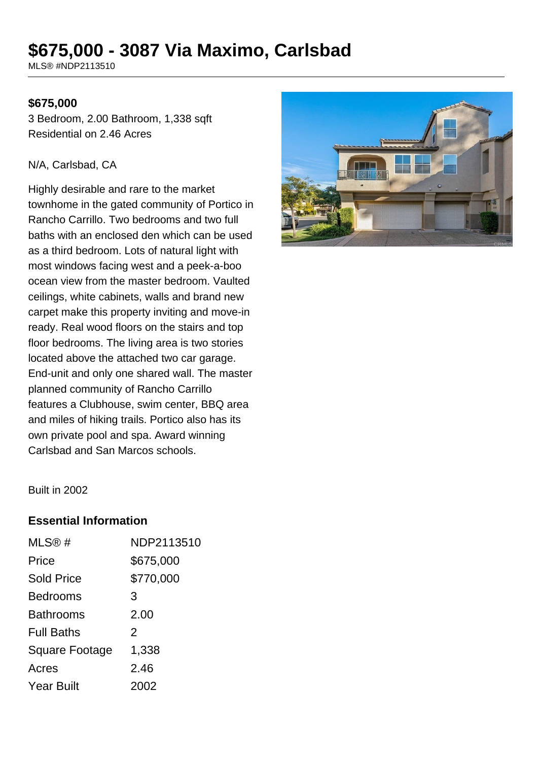# $675,000 - 3087 Via Maximo, Carlsbad

MLS® #NDP2113510

**$675,000**

3 Bedroom, 2.00 Bathroom, 1,338 sqft
Residential on 2.46 Acres

N/A, Carlsbad, CA

Highly desirable and rare to the market townhome in the gated community of Portico in Rancho Carrillo. Two bedrooms and two full baths with an enclosed den which can be used as a third bedroom. Lots of natural light with most windows facing west and a peek-a-boo ocean view from the master bedroom. Vaulted ceilings, white cabinets, walls and brand new carpet make this property inviting and move-in ready. Real wood floors on the stairs and top floor bedrooms. The living area is two stories located above the attached two car garage. End-unit and only one shared wall. The master planned community of Rancho Carrillo features a Clubhouse, swim center, BBQ area and miles of hiking trails. Portico also has its own private pool and spa. Award winning Carlsbad and San Marcos schools.

Built in 2002

### Essential Information

| | |
|---|---|
| MLS® # | NDP2113510 |
| Price | $675,000 |
| Sold Price | $770,000 |
| Bedrooms | 3 |
| Bathrooms | 2.00 |
| Full Baths | 2 |
| Square Footage | 1,338 |
| Acres | 2.46 |
| Year Built | 2002 |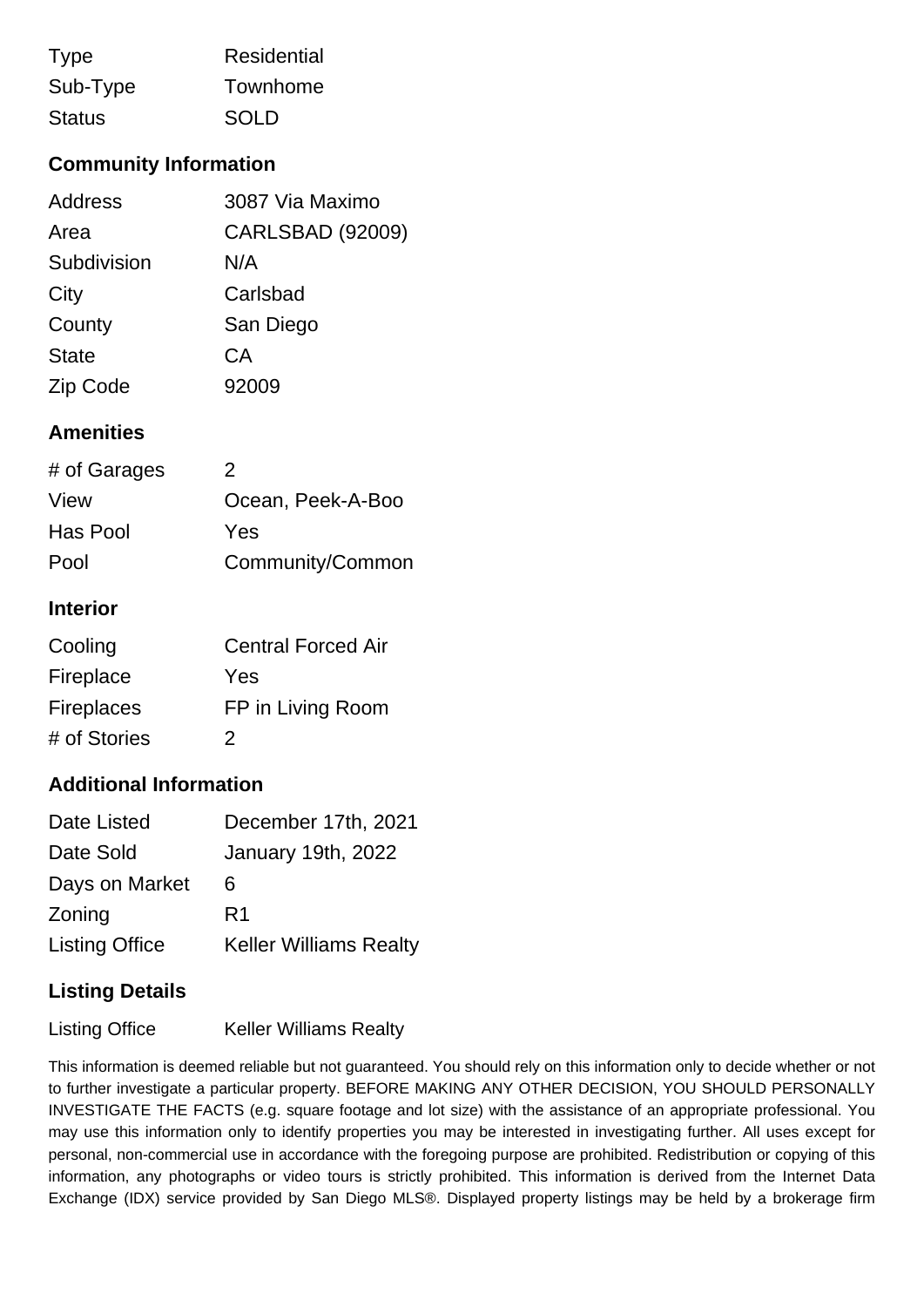| | |
|---|---|
| Type | Residential |
| Sub-Type | Townhome |
| Status | SOLD |

## Community Information

| | |
|---|---|
| Address | 3087 Via Maximo |
| Area | CARLSBAD (92009) |
| Subdivision | N/A |
| City | Carlsbad |
| County | San Diego |
| State | CA |
| Zip Code | 92009 |

## Amenities

| | |
|---|---|
| # of Garages | 2 |
| View | Ocean, Peek-A-Boo |
| Has Pool | Yes |
| Pool | Community/Common |

## Interior

| | |
|---|---|
| Cooling | Central Forced Air |
| Fireplace | Yes |
| Fireplaces | FP in Living Room |
| # of Stories | 2 |

## Additional Information

| | |
|---|---|
| Date Listed | December 17th, 2021 |
| Date Sold | January 19th, 2022 |
| Days on Market | 6 |
| Zoning | R1 |
| Listing Office | Keller Williams Realty |

## Listing Details

| | |
|---|---|
| Listing Office | Keller Williams Realty |

This information is deemed reliable but not guaranteed. You should rely on this information only to decide whether or not to further investigate a particular property. BEFORE MAKING ANY OTHER DECISION, YOU SHOULD PERSONALLY INVESTIGATE THE FACTS (e.g. square footage and lot size) with the assistance of an appropriate professional. You may use this information only to identify properties you may be interested in investigating further. All uses except for personal, non-commercial use in accordance with the foregoing purpose are prohibited. Redistribution or copying of this information, any photographs or video tours is strictly prohibited. This information is derived from the Internet Data Exchange (IDX) service provided by San Diego MLS®. Displayed property listings may be held by a brokerage firm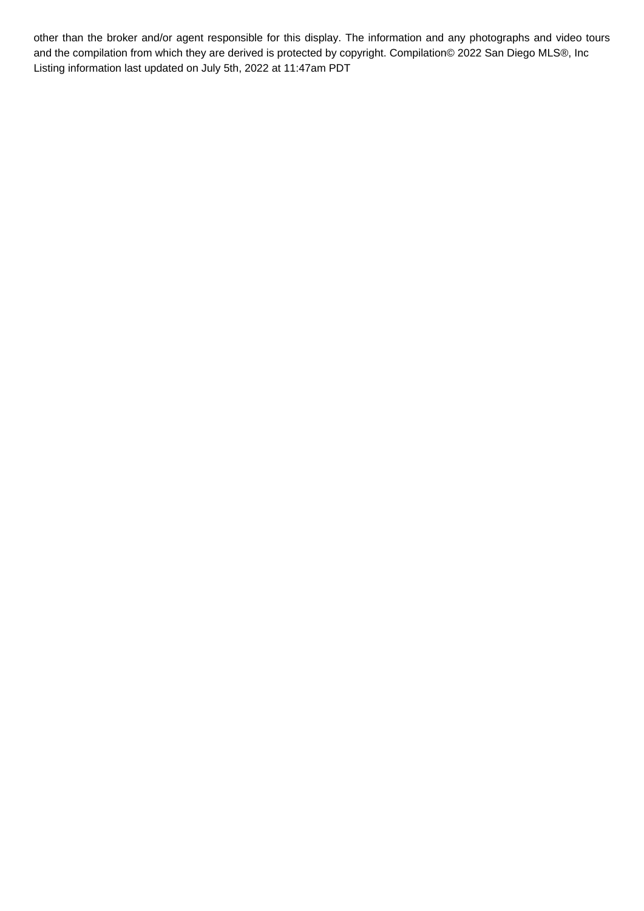other than the broker and/or agent responsible for this display. The information and any photographs and video tours and the compilation from which they are derived is protected by copyright. Compilation© 2022 San Diego MLS®, Inc
Listing information last updated on July 5th, 2022 at 11:47am PDT